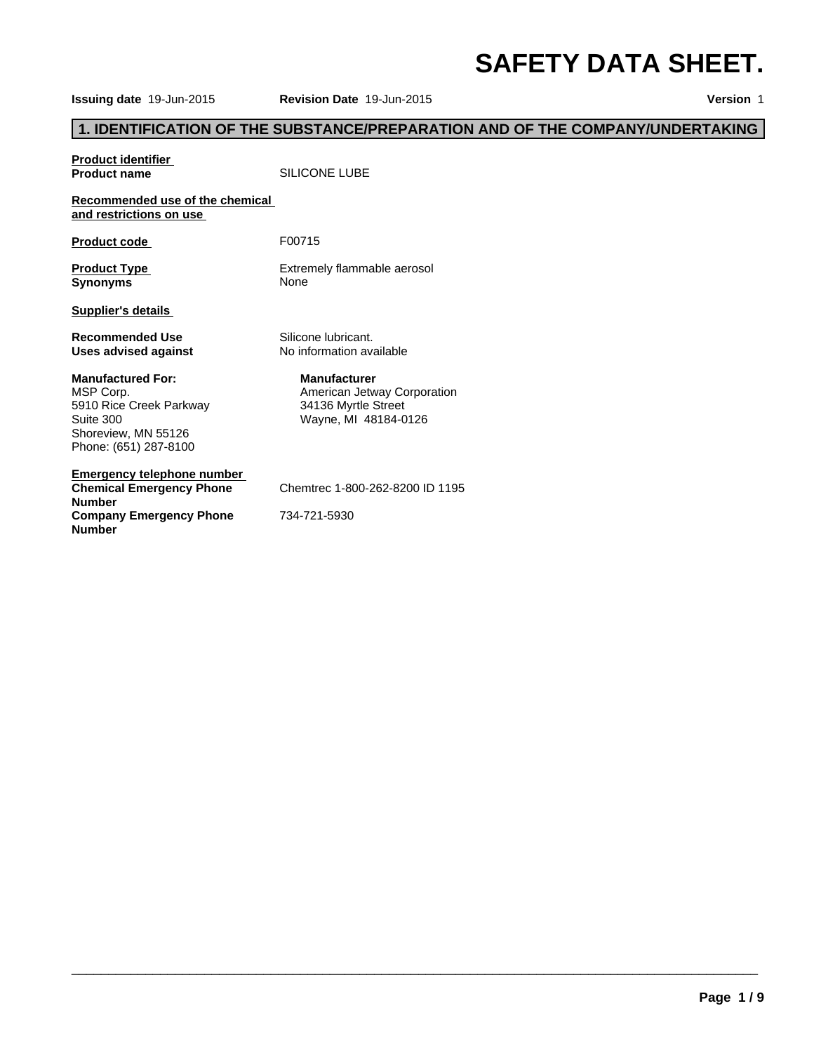# SAFETY DATA SHEET.

**Issuing date** 19-Jun-2015 **Revision Date** 19-Jun-2015 **Version** 1

## 1. IDENTIFICATION OF THE SUBSTANCE/PREPARATION AND OF THE COMPANY/UNDERTAKING

**Product identifier**

**Product name** SILICONE LUBE

**Recommended use of the chemical and restrictions on use**

**Product code** F00715

**Product Type** Extremely flammable aerosol

**Synonyms** None

**Supplier's details**

**Recommended Use** Silicone lubricant.

**Uses advised against** No information available

**Manufactured For:**
MSP Corp.
5910 Rice Creek Parkway
Suite 300
Shoreview, MN 55126
Phone: (651) 287-8100

**Manufacturer**
American Jetway Corporation
34136 Myrtle Street
Wayne, MI 48184-0126

**Emergency telephone number**

**Chemical Emergency Phone Number** Chemtrec 1-800-262-8200 ID 1195

**Company Emergency Phone Number** 734-721-5930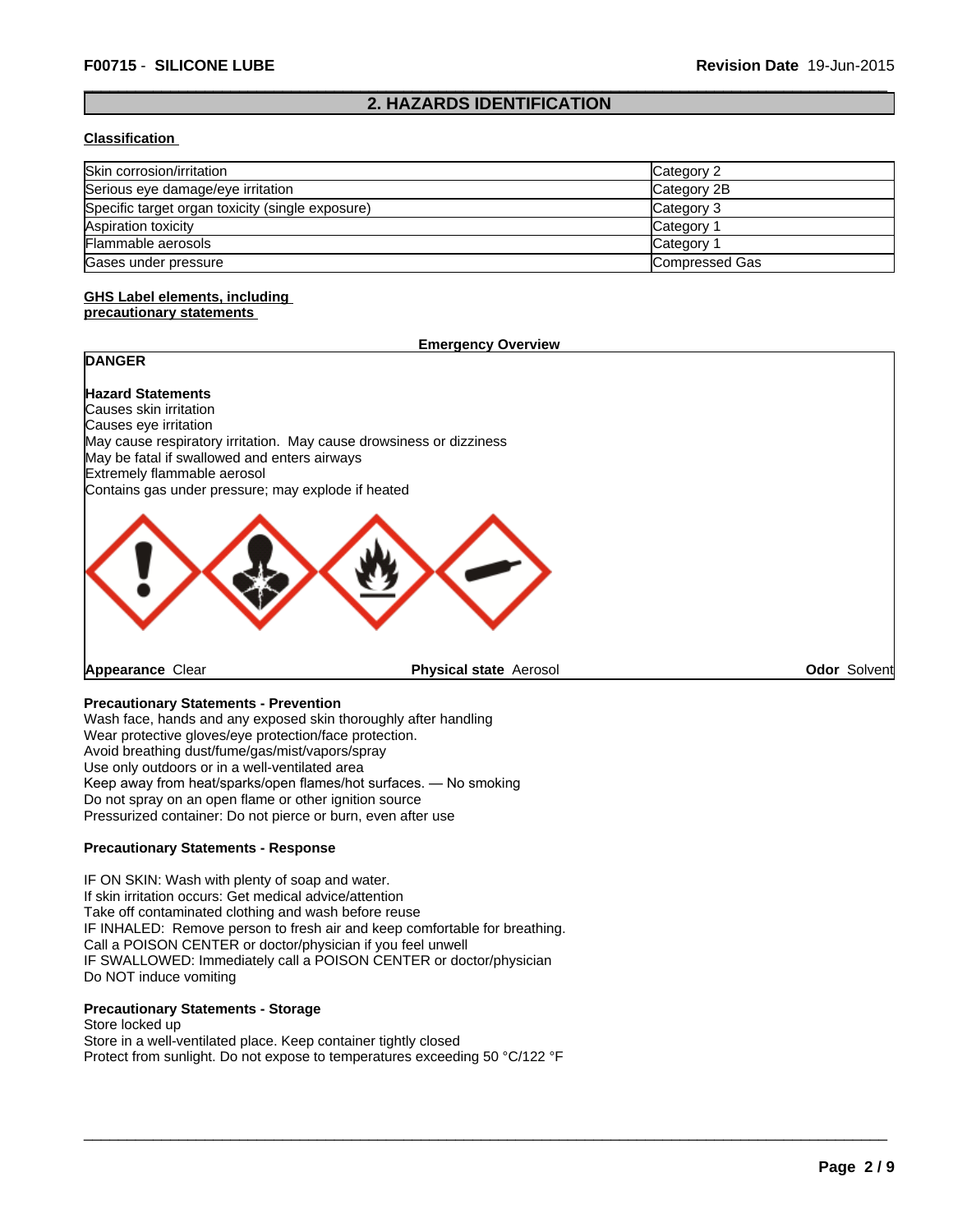## 2. HAZARDS IDENTIFICATION

### Classification

| Skin corrosion/irritation | Category 2 |
|---|---|
| Serious eye damage/eye irritation | Category 2B |
| Specific target organ toxicity (single exposure) | Category 3 |
| Aspiration toxicity | Category 1 |
| Flammable aerosols | Category 1 |
| Gases under pressure | Compressed Gas |

### GHS Label elements, including precautionary statements

**Emergency Overview**

**DANGER**

**Hazard Statements**
Causes skin irritation
Causes eye irritation
May cause respiratory irritation. May cause drowsiness or dizziness
May be fatal if swallowed and enters airways
Extremely flammable aerosol
Contains gas under pressure; may explode if heated

**Appearance** Clear **Physical state** Aerosol **Odor** Solvent

**Precautionary Statements - Prevention**
Wash face, hands and any exposed skin thoroughly after handling
Wear protective gloves/eye protection/face protection.
Avoid breathing dust/fume/gas/mist/vapors/spray
Use only outdoors or in a well-ventilated area
Keep away from heat/sparks/open flames/hot surfaces. — No smoking
Do not spray on an open flame or other ignition source
Pressurized container: Do not pierce or burn, even after use

**Precautionary Statements - Response**

IF ON SKIN: Wash with plenty of soap and water.
If skin irritation occurs: Get medical advice/attention
Take off contaminated clothing and wash before reuse
IF INHALED: Remove person to fresh air and keep comfortable for breathing.
Call a POISON CENTER or doctor/physician if you feel unwell
IF SWALLOWED: Immediately call a POISON CENTER or doctor/physician
Do NOT induce vomiting

**Precautionary Statements - Storage**
Store locked up
Store in a well-ventilated place. Keep container tightly closed
Protect from sunlight. Do not expose to temperatures exceeding 50 °C/122 °F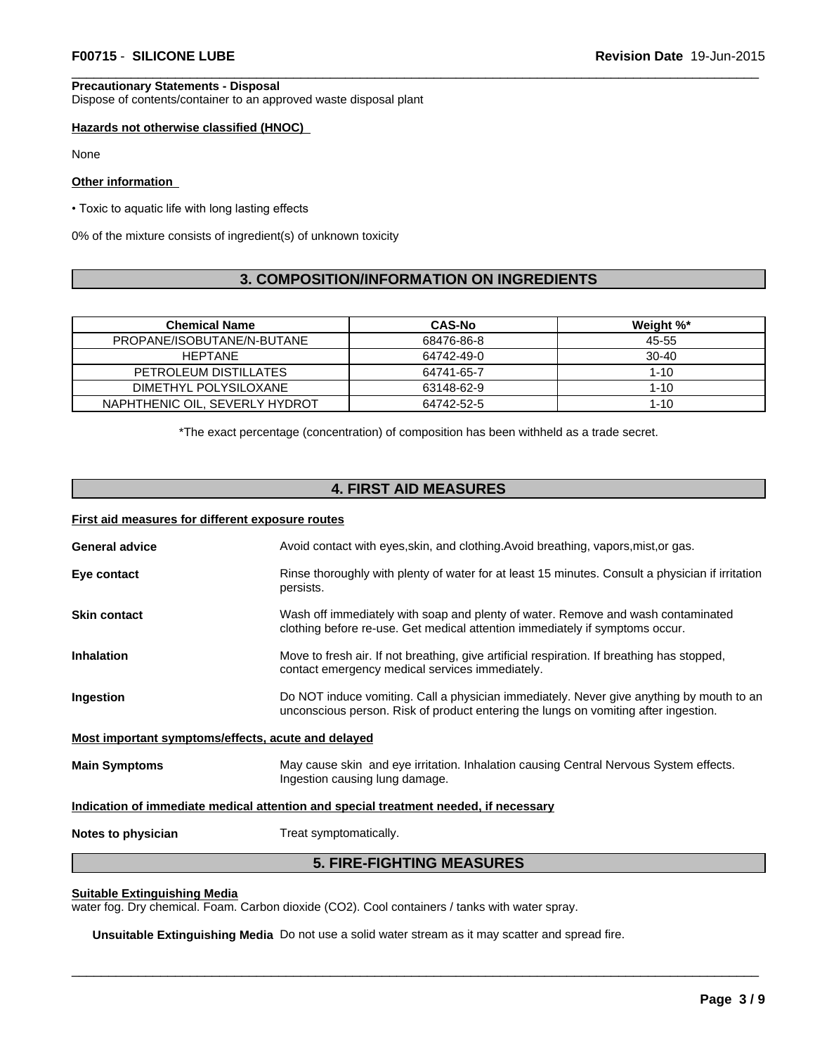**Precautionary Statements - Disposal**
Dispose of contents/container to an approved waste disposal plant

**Hazards not otherwise classified (HNOC)**

None

**Other information**

- Toxic to aquatic life with long lasting effects

0% of the mixture consists of ingredient(s) of unknown toxicity

## 3. COMPOSITION/INFORMATION ON INGREDIENTS

| Chemical Name | CAS-No | Weight %* |
|---|---|---|
| PROPANE/ISOBUTANE/N-BUTANE | 68476-86-8 | 45-55 |
| HEPTANE | 64742-49-0 | 30-40 |
| PETROLEUM DISTILLATES | 64741-65-7 | 1-10 |
| DIMETHYL POLYSILOXANE | 63148-62-9 | 1-10 |
| NAPHTHENIC OIL, SEVERLY HYDROT | 64742-52-5 | 1-10 |

*The exact percentage (concentration) of composition has been withheld as a trade secret.

## 4. FIRST AID MEASURES

**First aid measures for different exposure routes**

**General advice** Avoid contact with eyes,skin, and clothing.Avoid breathing, vapors,mist,or gas.

**Eye contact** Rinse thoroughly with plenty of water for at least 15 minutes. Consult a physician if irritation persists.

**Skin contact** Wash off immediately with soap and plenty of water. Remove and wash contaminated clothing before re-use. Get medical attention immediately if symptoms occur.

**Inhalation** Move to fresh air. If not breathing, give artificial respiration. If breathing has stopped, contact emergency medical services immediately.

**Ingestion** Do NOT induce vomiting. Call a physician immediately. Never give anything by mouth to an unconscious person. Risk of product entering the lungs on vomiting after ingestion.

**Most important symptoms/effects, acute and delayed**

**Main Symptoms** May cause skin and eye irritation. Inhalation causing Central Nervous System effects. Ingestion causing lung damage.

**Indication of immediate medical attention and special treatment needed, if necessary**

**Notes to physician** Treat symptomatically.

## 5. FIRE-FIGHTING MEASURES

**Suitable Extinguishing Media**
water fog. Dry chemical. Foam. Carbon dioxide ($CO_2$). Cool containers / tanks with water spray.

**Unsuitable Extinguishing Media** Do not use a solid water stream as it may scatter and spread fire.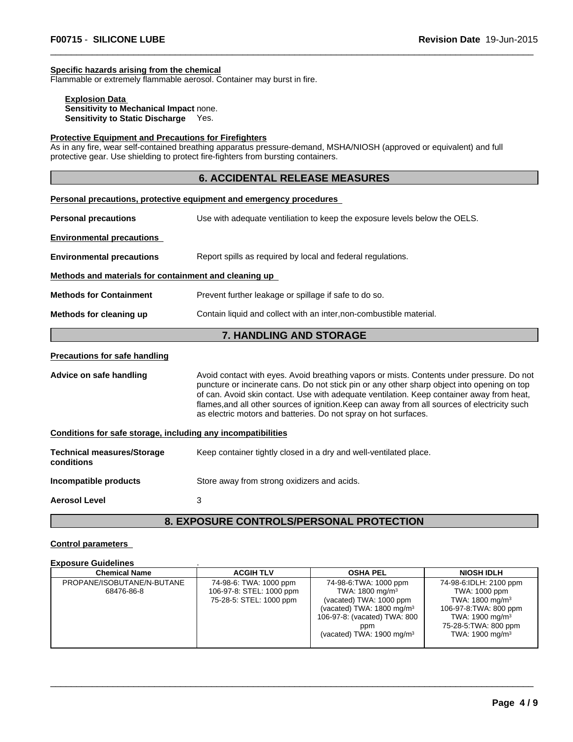**Specific hazards arising from the chemical**
Flammable or extremely flammable aerosol. Container may burst in fire.

**Explosion Data**
**Sensitivity to Mechanical Impact** none.
**Sensitivity to Static Discharge** Yes.

**Protective Equipment and Precautions for Firefighters**
As in any fire, wear self-contained breathing apparatus pressure-demand, MSHA/NIOSH (approved or equivalent) and full protective gear. Use shielding to protect fire-fighters from bursting containers.

## 6. ACCIDENTAL RELEASE MEASURES

**Personal precautions, protective equipment and emergency procedures**

**Personal precautions** Use with adequate ventiliation to keep the exposure levels below the OELS.

**Environmental precautions**

**Environmental precautions** Report spills as required by local and federal regulations.

**Methods and materials for containment and cleaning up**

**Methods for Containment** Prevent further leakage or spillage if safe to do so.

**Methods for cleaning up** Contain liquid and collect with an inter,non-combustible material.

## 7. HANDLING AND STORAGE

**Precautions for safe handling**

**Advice on safe handling** Avoid contact with eyes. Avoid breathing vapors or mists. Contents under pressure. Do not puncture or incinerate cans. Do not stick pin or any other sharp object into opening on top of can. Avoid skin contact. Use with adequate ventilation. Keep container away from heat, flames,and all other sources of ignition.Keep can away from all sources of electricity such as electric motors and batteries. Do not spray on hot surfaces.

**Conditions for safe storage, including any incompatibilities**

**Technical measures/Storage conditions** Keep container tightly closed in a dry and well-ventilated place.

**Incompatible products** Store away from strong oxidizers and acids.

**Aerosol Level** 3

## 8. EXPOSURE CONTROLS/PERSONAL PROTECTION

**Control parameters**

**Exposure Guidelines** .

| Chemical Name | ACGIH TLV | OSHA PEL | NIOSH IDLH |
|---|---|---|---|
| PROPANE/ISOBUTANE/N-BUTANE 68476-86-8 | 74-98-6: TWA: 1000 ppm<br>106-97-8: STEL: 1000 ppm<br>75-28-5: STEL: 1000 ppm | 74-98-6:TWA: 1000 ppm<br>TWA: 1800 mg/m³<br>(vacated) TWA: 1000 ppm<br>(vacated) TWA: 1800 mg/m³<br>106-97-8: (vacated) TWA: 800 ppm<br>(vacated) TWA: 1900 mg/m³ | 74-98-6:IDLH: 2100 ppm<br>TWA: 1000 ppm<br>TWA: 1800 mg/m³<br>106-97-8:TWA: 800 ppm<br>TWA: 1900 mg/m³<br>75-28-5:TWA: 800 ppm<br>TWA: 1900 mg/m³ |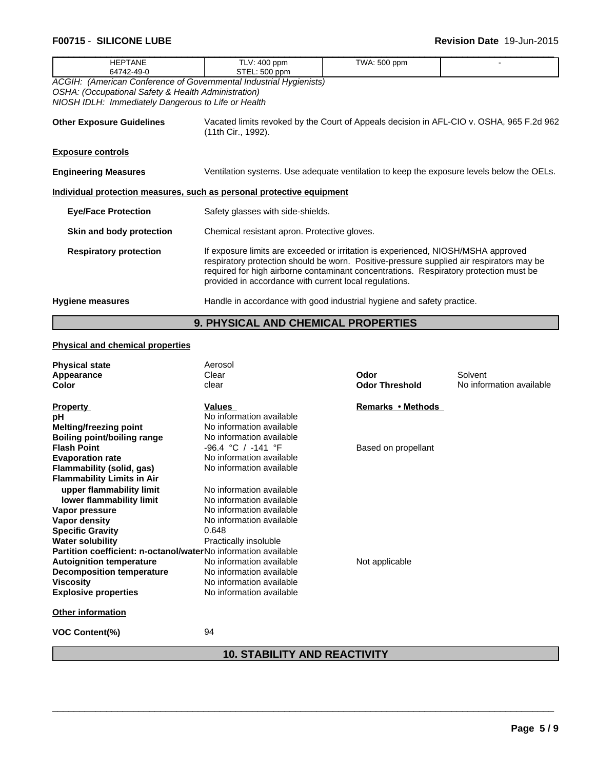| HEPTANE 64742-49-0 | TLV: 400 ppm STEL: 500 ppm | TWA: 500 ppm | - |
|---|---|---|---|

*ACGIH: (American Conference of Governmental Industrial Hygienists)*
*OSHA: (Occupational Safety & Health Administration)*
*NIOSH IDLH: Immediately Dangerous to Life or Health*

**Other Exposure Guidelines** Vacated limits revoked by the Court of Appeals decision in AFL-CIO v. OSHA, 965 F.2d 962 (11th Cir., 1992).

**Exposure controls**

**Engineering Measures** Ventilation systems. Use adequate ventilation to keep the exposure levels below the OELs.

**Individual protection measures, such as personal protective equipment**

**Eye/Face Protection** Safety glasses with side-shields.

**Skin and body protection** Chemical resistant apron. Protective gloves.

**Respiratory protection** If exposure limits are exceeded or irritation is experienced, NIOSH/MSHA approved respiratory protection should be worn. Positive-pressure supplied air respirators may be required for high airborne contaminant concentrations. Respiratory protection must be provided in accordance with current local regulations.

**Hygiene measures** Handle in accordance with good industrial hygiene and safety practice.

## 9. PHYSICAL AND CHEMICAL PROPERTIES

**Physical and chemical properties**

**Physical state** Aerosol
**Appearance** Clear
**Color** clear
**Odor** Solvent
**Odor Threshold** No information available

| Property | Values | Remarks • Methods |
|---|---|---|
| **pH** | No information available | |
| **Melting/freezing point** | No information available | |
| **Boiling point/boiling range** | No information available | |
| **Flash Point** | -96.4 °C / -141 °F | Based on propellant |
| **Evaporation rate** | No information available | |
| **Flammability (solid, gas)** | No information available | |
| **Flammability Limits in Air** | | |
| **upper flammability limit** | No information available | |
| **lower flammability limit** | No information available | |
| **Vapor pressure** | No information available | |
| **Vapor density** | No information available | |
| **Specific Gravity** | 0.648 | |
| **Water solubility** | Practically insoluble | |
| **Partition coefficient: n-octanol/water** | No information available | |
| **Autoignition temperature** | No information available | Not applicable |
| **Decomposition temperature** | No information available | |
| **Viscosity** | No information available | |
| **Explosive properties** | No information available | |

**Other information**

**VOC Content(%)** 94

## 10. STABILITY AND REACTIVITY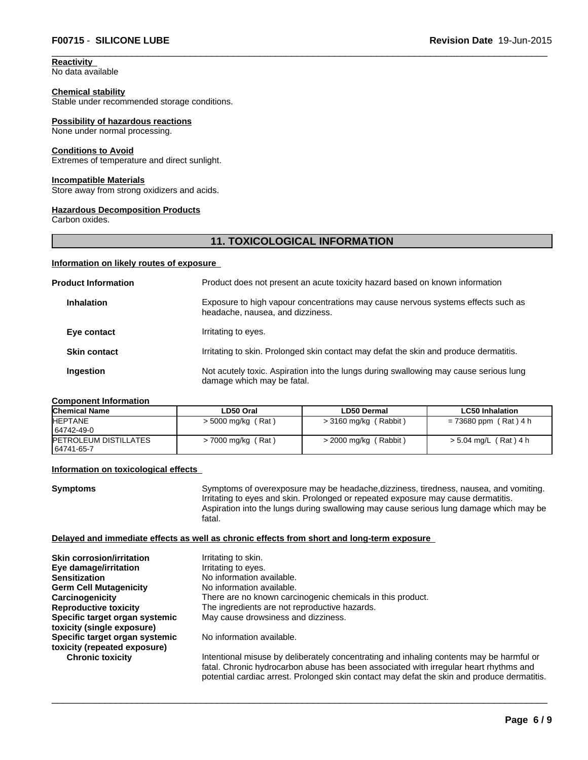**Reactivity**
No data available

**Chemical stability**
Stable under recommended storage conditions.

**Possibility of hazardous reactions**
None under normal processing.

**Conditions to Avoid**
Extremes of temperature and direct sunlight.

**Incompatible Materials**
Store away from strong oxidizers and acids.

**Hazardous Decomposition Products**
Carbon oxides.

## 11. TOXICOLOGICAL INFORMATION

**Information on likely routes of exposure**

**Product Information** — Product does not present an acute toxicity hazard based on known information

**Inhalation** — Exposure to high vapour concentrations may cause nervous systems effects such as headache, nausea, and dizziness.

**Eye contact** — Irritating to eyes.

**Skin contact** — Irritating to skin. Prolonged skin contact may defat the skin and produce dermatitis.

**Ingestion** — Not acutely toxic. Aspiration into the lungs during swallowing may cause serious lung damage which may be fatal.

**Component Information**

| Chemical Name | LD50 Oral | LD50 Dermal | LC50 Inhalation |
|---|---|---|---|
| HEPTANE<br>64742-49-0 | > 5000 mg/kg ( Rat ) | > 3160 mg/kg ( Rabbit ) | = 73680 ppm ( Rat ) 4 h |
| PETROLEUM DISTILLATES<br>64741-65-7 | > 7000 mg/kg ( Rat ) | > 2000 mg/kg ( Rabbit ) | > 5.04 mg/L ( Rat ) 4 h |

**Information on toxicological effects**

**Symptoms** — Symptoms of overexposure may be headache,dizziness, tiredness, nausea, and vomiting. Irritating to eyes and skin. Prolonged or repeated exposure may cause dermatitis. Aspiration into the lungs during swallowing may cause serious lung damage which may be fatal.

**Delayed and immediate effects as well as chronic effects from short and long-term exposure**

**Skin corrosion/irritation** — Irritating to skin.
**Eye damage/irritation** — Irritating to eyes.
**Sensitization** — No information available.
**Germ Cell Mutagenicity** — No information available.
**Carcinogenicity** — There are no known carcinogenic chemicals in this product.
**Reproductive toxicity** — The ingredients are not reproductive hazards.
**Specific target organ systemic toxicity (single exposure)** — May cause drowsiness and dizziness.
**Specific target organ systemic toxicity (repeated exposure)** — No information available.
**Chronic toxicity** — Intentional misuse by deliberately concentrating and inhaling contents may be harmful or fatal. Chronic hydrocarbon abuse has been associated with irregular heart rhythms and potential cardiac arrest. Prolonged skin contact may defat the skin and produce dermatitis.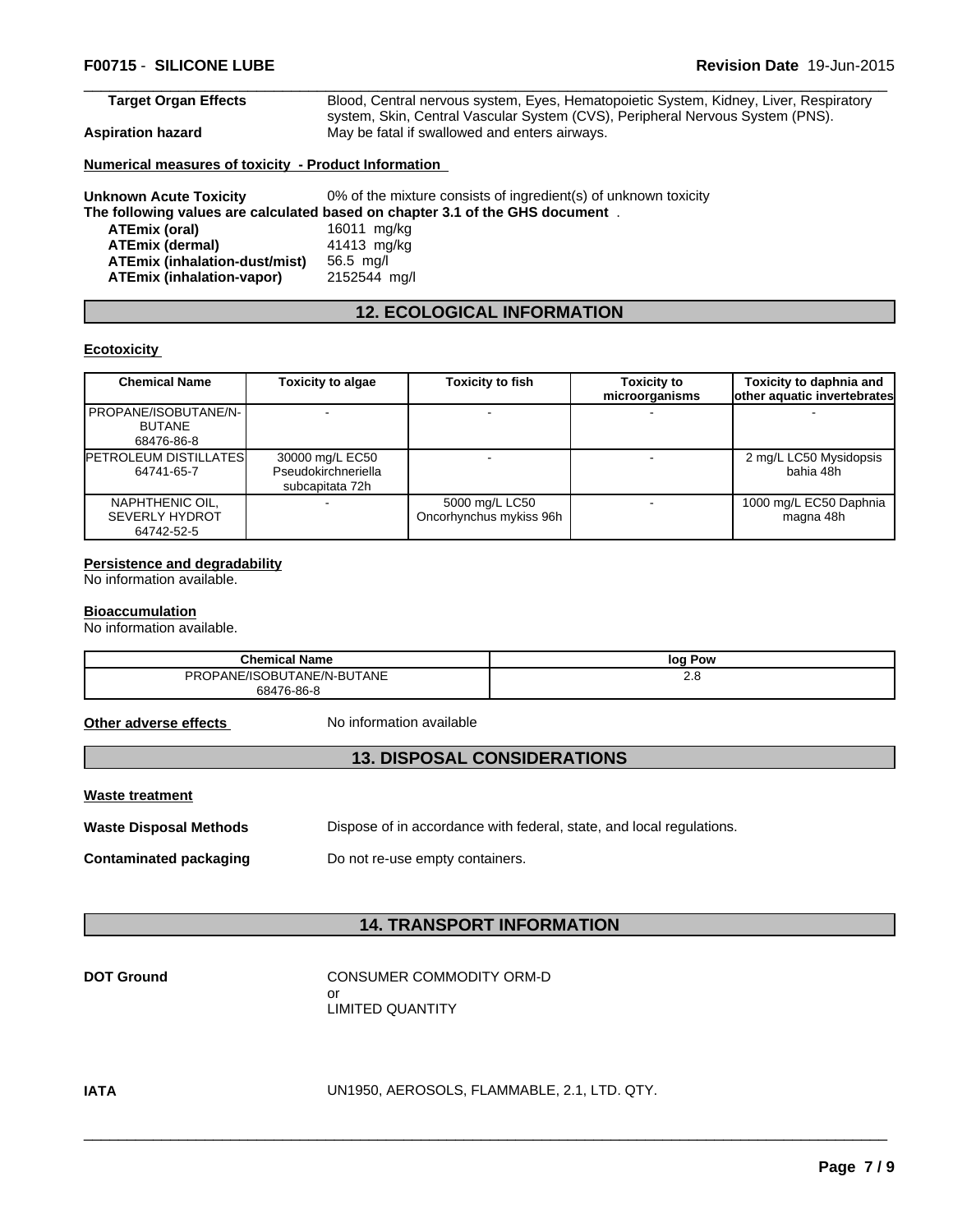**Target Organ Effects** Blood, Central nervous system, Eyes, Hematopoietic System, Kidney, Liver, Respiratory system, Skin, Central Vascular System (CVS), Peripheral Nervous System (PNS).

**Aspiration hazard** May be fatal if swallowed and enters airways.

**Numerical measures of toxicity - Product Information**

**Unknown Acute Toxicity** 0% of the mixture consists of ingredient(s) of unknown toxicity

**The following values are calculated based on chapter 3.1 of the GHS document** .

**ATEmix (oral)** 16011 mg/kg
**ATEmix (dermal)** 41413 mg/kg
**ATEmix (inhalation-dust/mist)** 56.5 mg/l
**ATEmix (inhalation-vapor)** 2152544 mg/l

## 12. ECOLOGICAL INFORMATION

**Ecotoxicity**

| Chemical Name | Toxicity to algae | Toxicity to fish | Toxicity to microorganisms | Toxicity to daphnia and other aquatic invertebrates |
|---|---|---|---|---|
| PROPANE/ISOBUTANE/N-BUTANE 68476-86-8 | - | - | - | - |
| PETROLEUM DISTILLATES 64741-65-7 | 30000 mg/L EC50 Pseudokirchneriella subcapitata 72h | - | - | 2 mg/L LC50 Mysidopsis bahia 48h |
| NAPHTHENIC OIL, SEVERLY HYDROT 64742-52-5 | - | 5000 mg/L LC50 Oncorhynchus mykiss 96h | - | 1000 mg/L EC50 Daphnia magna 48h |

**Persistence and degradability**
No information available.

**Bioaccumulation**
No information available.

| Chemical Name | log Pow |
|---|---|
| PROPANE/ISOBUTANE/N-BUTANE 68476-86-8 | 2.8 |

**Other adverse effects** No information available

## 13. DISPOSAL CONSIDERATIONS

**Waste treatment**

**Waste Disposal Methods** Dispose of in accordance with federal, state, and local regulations.

**Contaminated packaging** Do not re-use empty containers.

## 14. TRANSPORT INFORMATION

**DOT Ground** CONSUMER COMMODITY ORM-D
or
LIMITED QUANTITY

**IATA** UN1950, AEROSOLS, FLAMMABLE, 2.1, LTD. QTY.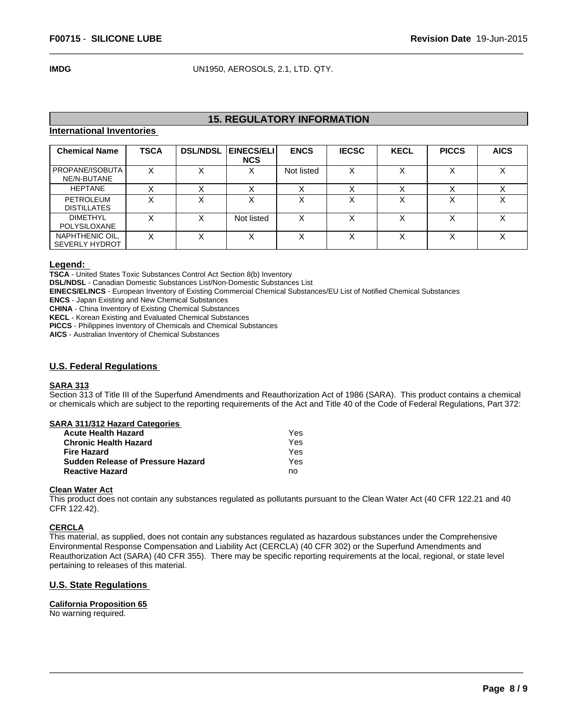**IMDG** UN1950, AEROSOLS, 2.1, LTD. QTY.

## 15. REGULATORY INFORMATION

### International Inventories

| Chemical Name | TSCA | DSL/NDSL | EINECS/ELINCS | ENCS | IECSC | KECL | PICCS | AICS |
|---|---|---|---|---|---|---|---|---|
| PROPANE/ISOBUTANE/N-BUTANE | X | X | X | Not listed | X | X | X | X |
| HEPTANE | X | X | X | X | X | X | X | X |
| PETROLEUM DISTILLATES | X | X | X | X | X | X | X | X |
| DIMETHYL POLYSILOXANE | X | X | Not listed | X | X | X | X | X |
| NAPHTHENIC OIL, SEVERLY HYDROT | X | X | X | X | X | X | X | X |

**Legend:**

**TSCA** - United States Toxic Substances Control Act Section 8(b) Inventory
**DSL/NDSL** - Canadian Domestic Substances List/Non-Domestic Substances List
**EINECS/ELINCS** - European Inventory of Existing Commercial Chemical Substances/EU List of Notified Chemical Substances
**ENCS** - Japan Existing and New Chemical Substances
**CHINA** - China Inventory of Existing Chemical Substances
**KECL** - Korean Existing and Evaluated Chemical Substances
**PICCS** - Philippines Inventory of Chemicals and Chemical Substances
**AICS** - Australian Inventory of Chemical Substances

### U.S. Federal Regulations

**SARA 313**

Section 313 of Title III of the Superfund Amendments and Reauthorization Act of 1986 (SARA). This product contains a chemical or chemicals which are subject to the reporting requirements of the Act and Title 40 of the Code of Federal Regulations, Part 372:

**SARA 311/312 Hazard Categories**

| | |
|---|---|
| **Acute Health Hazard** | Yes |
| **Chronic Health Hazard** | Yes |
| **Fire Hazard** | Yes |
| **Sudden Release of Pressure Hazard** | Yes |
| **Reactive Hazard** | no |

**Clean Water Act**

This product does not contain any substances regulated as pollutants pursuant to the Clean Water Act (40 CFR 122.21 and 40 CFR 122.42).

**CERCLA**

This material, as supplied, does not contain any substances regulated as hazardous substances under the Comprehensive Environmental Response Compensation and Liability Act (CERCLA) (40 CFR 302) or the Superfund Amendments and Reauthorization Act (SARA) (40 CFR 355). There may be specific reporting requirements at the local, regional, or state level pertaining to releases of this material.

### U.S. State Regulations

**California Proposition 65**

No warning required.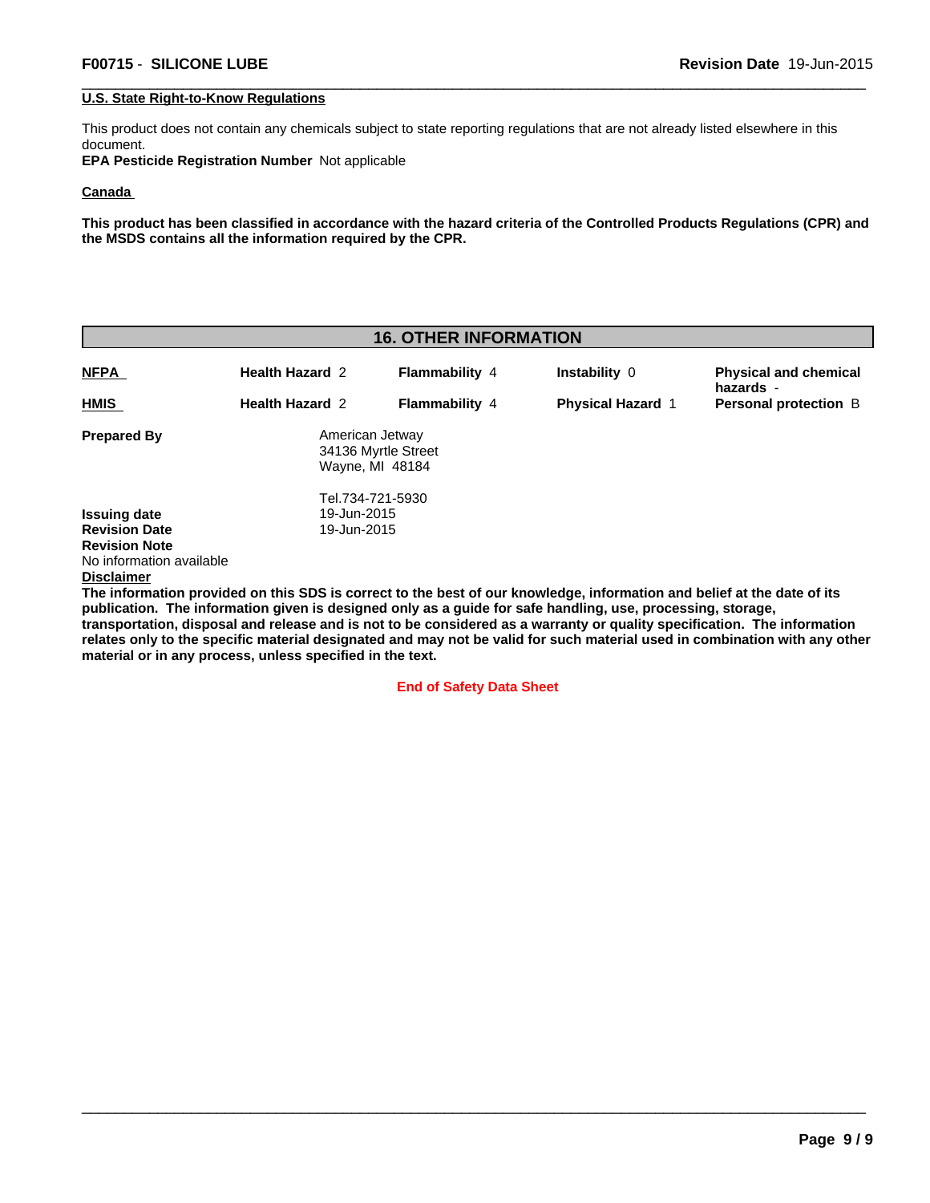**U.S. State Right-to-Know Regulations**

This product does not contain any chemicals subject to state reporting regulations that are not already listed elsewhere in this document.

**EPA Pesticide Registration Number** Not applicable

**Canada**

**This product has been classified in accordance with the hazard criteria of the Controlled Products Regulations (CPR) and the MSDS contains all the information required by the CPR.**

## 16. OTHER INFORMATION

| | | | | |
|---|---|---|---|---|
| **NFPA** | **Health Hazard** 2 | **Flammability** 4 | **Instability** 0 | **Physical and chemical hazards** - |
| **HMIS** | **Health Hazard** 2 | **Flammability** 4 | **Physical Hazard** 1 | **Personal protection** B |

**Prepared By**
American Jetway
34136 Myrtle Street
Wayne, MI 48184

Tel.734-721-5930

**Issuing date** 19-Jun-2015
**Revision Date** 19-Jun-2015
**Revision Note**
No information available

**Disclaimer**

**The information provided on this SDS is correct to the best of our knowledge, information and belief at the date of its publication. The information given is designed only as a guide for safe handling, use, processing, storage, transportation, disposal and release and is not to be considered as a warranty or quality specification. The information relates only to the specific material designated and may not be valid for such material used in combination with any other material or in any process, unless specified in the text.**

**End of Safety Data Sheet**